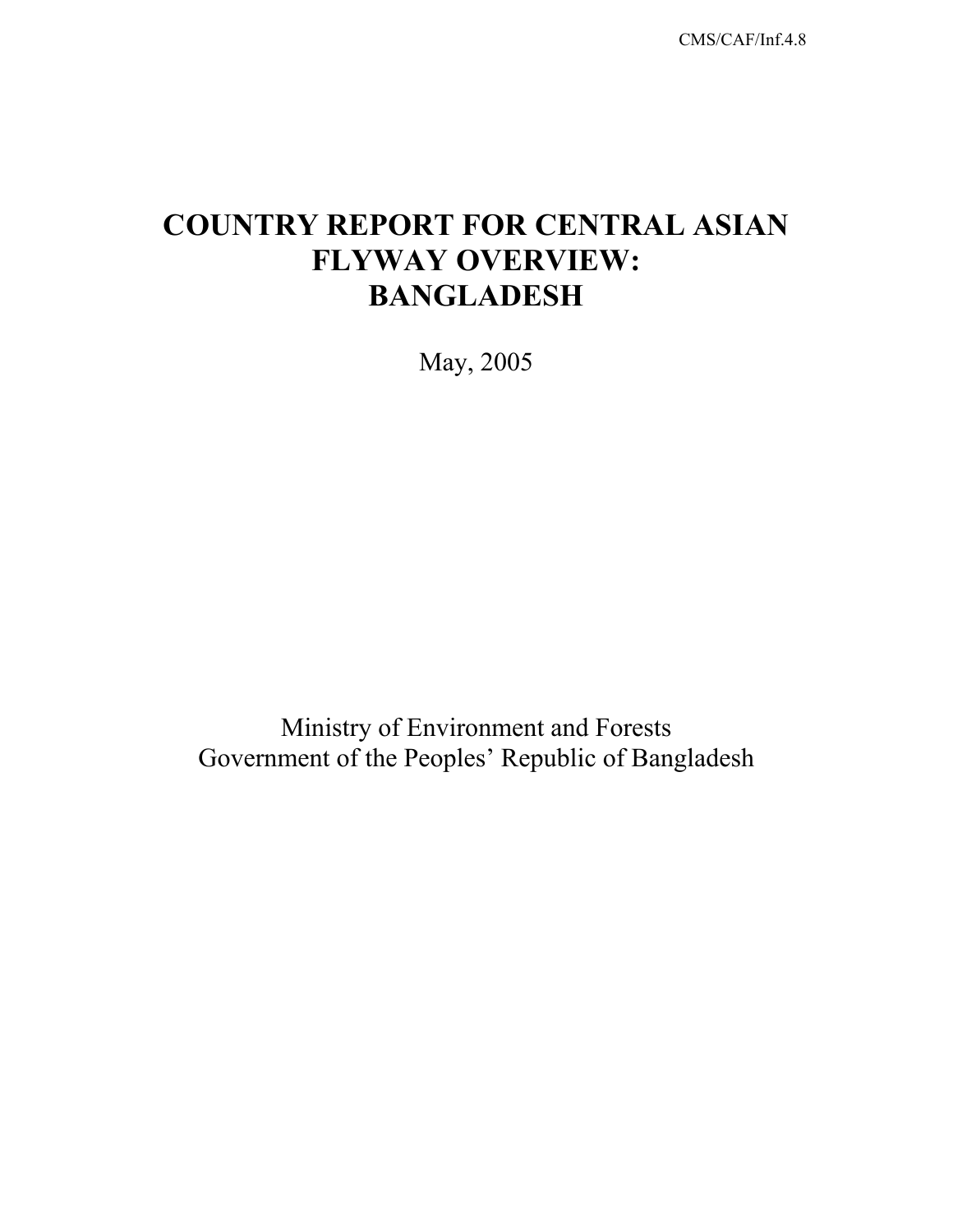CMS/CAF/Inf.4.8

# COUNTRY REPORT FOR CENTRAL ASIAN FLYWAY OVERVIEW: BANGLADESH

May, 2005

Ministry of Environment and Forests
Government of the Peoples' Republic of Bangladesh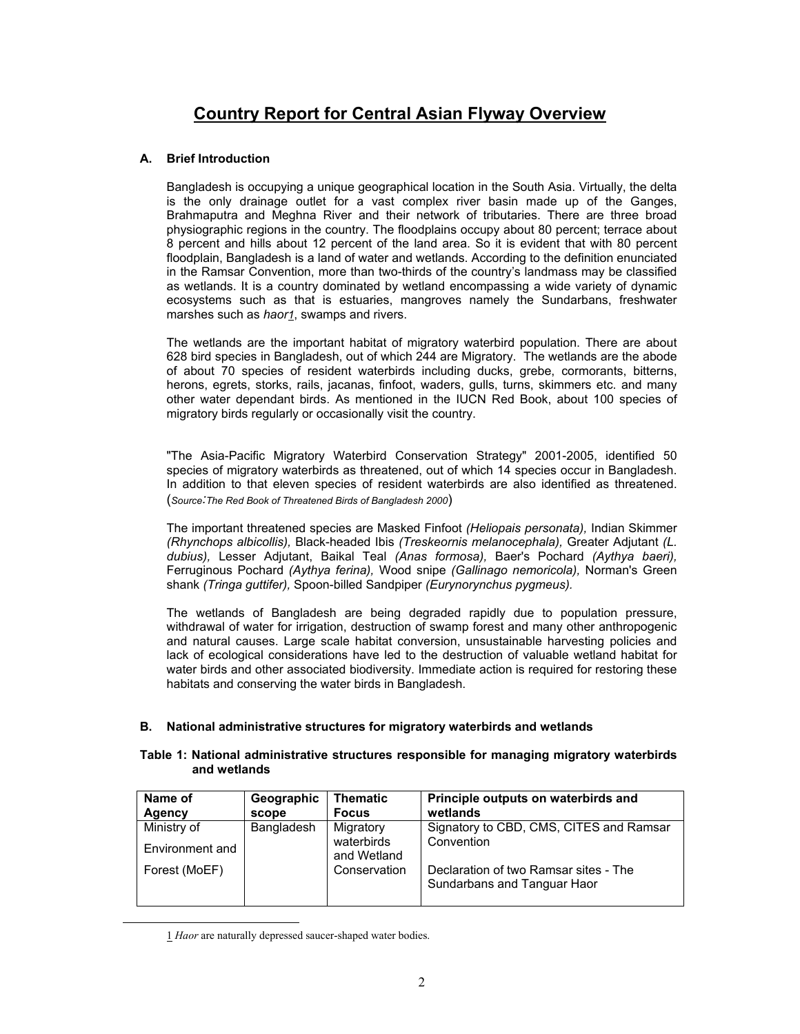# Country Report for Central Asian Flyway Overview

### A. Brief Introduction

Bangladesh is occupying a unique geographical location in the South Asia. Virtually, the delta is the only drainage outlet for a vast complex river basin made up of the Ganges, Brahmaputra and Meghna River and their network of tributaries. There are three broad physiographic regions in the country. The floodplains occupy about 80 percent; terrace about 8 percent and hills about 12 percent of the land area. So it is evident that with 80 percent floodplain, Bangladesh is a land of water and wetlands. According to the definition enunciated in the Ramsar Convention, more than two-thirds of the country's landmass may be classified as wetlands. It is a country dominated by wetland encompassing a wide variety of dynamic ecosystems such as that is estuaries, mangroves namely the Sundarbans, freshwater marshes such as *haor*[1], swamps and rivers.

The wetlands are the important habitat of migratory waterbird population. There are about 628 bird species in Bangladesh, out of which 244 are Migratory. The wetlands are the abode of about 70 species of resident waterbirds including ducks, grebe, cormorants, bitterns, herons, egrets, storks, rails, jacanas, finfoot, waders, gulls, turns, skimmers etc. and many other water dependant birds. As mentioned in the IUCN Red Book, about 100 species of migratory birds regularly or occasionally visit the country.

"The Asia-Pacific Migratory Waterbird Conservation Strategy" 2001-2005, identified 50 species of migratory waterbirds as threatened, out of which 14 species occur in Bangladesh. In addition to that eleven species of resident waterbirds are also identified as threatened. (*Source:The Red Book of Threatened Birds of Bangladesh 2000*)

The important threatened species are Masked Finfoot *(Heliopais personata),* Indian Skimmer *(Rhynchops albicollis),* Black-headed Ibis *(Treskeornis melanocephala),* Greater Adjutant *(L. dubius),* Lesser Adjutant, Baikal Teal *(Anas formosa),* Baer's Pochard *(Aythya baeri),* Ferruginous Pochard *(Aythya ferina),* Wood snipe *(Gallinago nemoricola),* Norman's Green shank *(Tringa guttifer),* Spoon-billed Sandpiper *(Eurynorynchus pygmeus).*

The wetlands of Bangladesh are being degraded rapidly due to population pressure, withdrawal of water for irrigation, destruction of swamp forest and many other anthropogenic and natural causes. Large scale habitat conversion, unsustainable harvesting policies and lack of ecological considerations have led to the destruction of valuable wetland habitat for water birds and other associated biodiversity. Immediate action is required for restoring these habitats and conserving the water birds in Bangladesh.

### B. National administrative structures for migratory waterbirds and wetlands

**Table 1: National administrative structures responsible for managing migratory waterbirds and wetlands**

| Name of Agency | Geographic scope | Thematic Focus | Principle outputs on waterbirds and wetlands |
|---|---|---|---|
| Ministry of Environment and Forest (MoEF) | Bangladesh | Migratory waterbirds and Wetland Conservation | Signatory to CBD, CMS, CITES and Ramsar Convention<br><br>Declaration of two Ramsar sites - The Sundarbans and Tanguar Haor |

[1] *Haor* are naturally depressed saucer-shaped water bodies.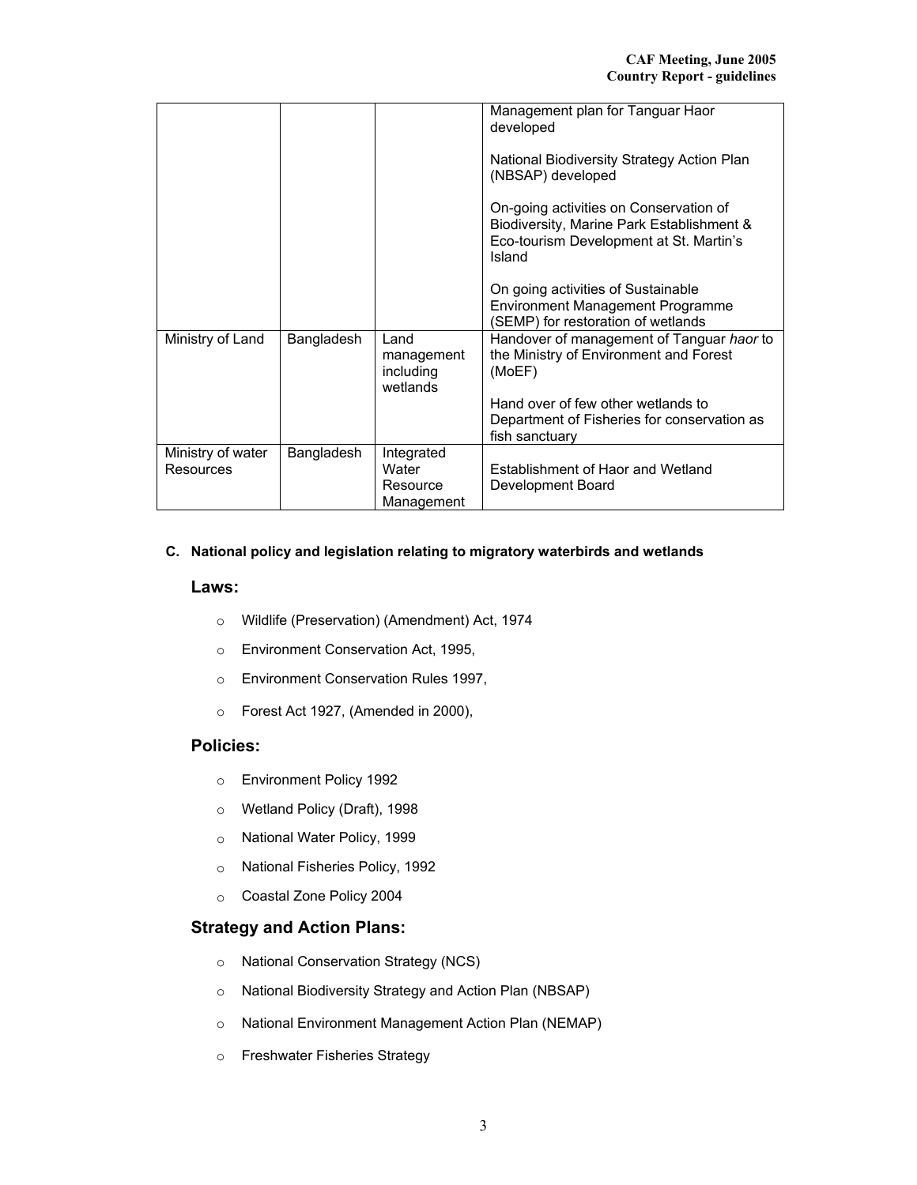| | | | Management plan for Tanguar Haor developed<br><br>National Biodiversity Strategy Action Plan (NBSAP) developed<br><br>On-going activities on Conservation of Biodiversity, Marine Park Establishment & Eco-tourism Development at St. Martin's Island<br><br>On going activities of Sustainable Environment Management Programme (SEMP) for restoration of wetlands |
|---|---|---|---|
| Ministry of Land | Bangladesh | Land management including wetlands | Handover of management of Tanguar *haor* to the Ministry of Environment and Forest (MoEF)<br><br>Hand over of few other wetlands to Department of Fisheries for conservation as fish sanctuary |
| Ministry of water Resources | Bangladesh | Integrated Water Resource Management | Establishment of Haor and Wetland Development Board |

**C. National policy and legislation relating to migratory waterbirds and wetlands**

### Laws:

- Wildlife (Preservation) (Amendment) Act, 1974
- Environment Conservation Act, 1995,
- Environment Conservation Rules 1997,
- Forest Act 1927, (Amended in 2000),

### Policies:

- Environment Policy 1992
- Wetland Policy (Draft), 1998
- National Water Policy, 1999
- National Fisheries Policy, 1992
- Coastal Zone Policy 2004

### Strategy and Action Plans:

- National Conservation Strategy (NCS)
- National Biodiversity Strategy and Action Plan (NBSAP)
- National Environment Management Action Plan (NEMAP)
- Freshwater Fisheries Strategy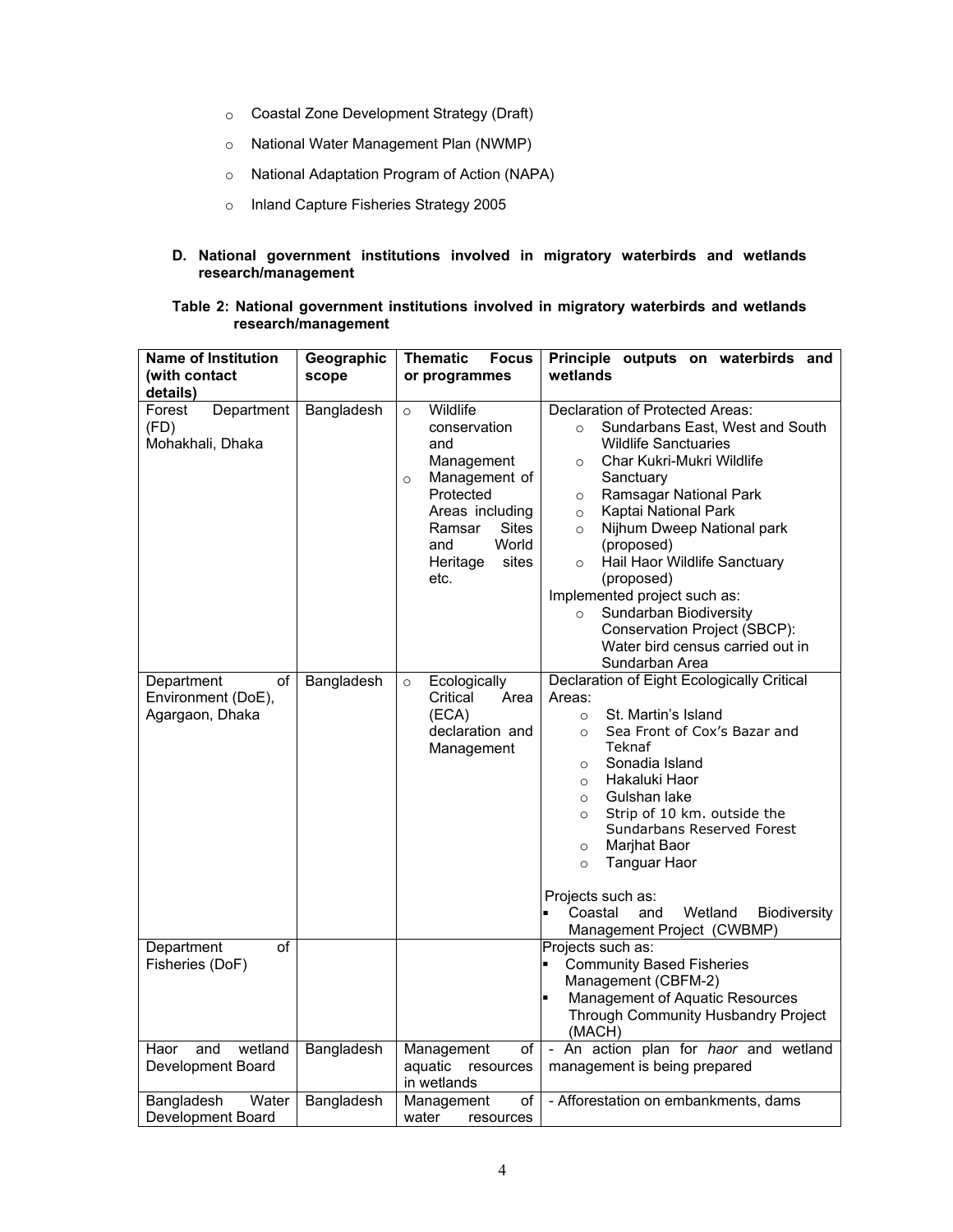- Coastal Zone Development Strategy (Draft)
- National Water Management Plan (NWMP)
- National Adaptation Program of Action (NAPA)
- Inland Capture Fisheries Strategy 2005

**D. National government institutions involved in migratory waterbirds and wetlands research/management**

**Table 2: National government institutions involved in migratory waterbirds and wetlands research/management**

| Name of Institution (with contact details) | Geographic scope | Thematic Focus or programmes | Principle outputs on waterbirds and wetlands |
|---|---|---|---|
| Forest Department (FD) Mohakhali, Dhaka | Bangladesh | ○ Wildlife conservation and Management<br>○ Management of Protected Areas including Ramsar Sites and World Heritage sites etc. | Declaration of Protected Areas:<br>○ Sundarbans East, West and South Wildlife Sanctuaries<br>○ Char Kukri-Mukri Wildlife Sanctuary<br>○ Ramsagar National Park<br>○ Kaptai National Park<br>○ Nijhum Dweep National park (proposed)<br>○ Hail Haor Wildlife Sanctuary (proposed)<br>Implemented project such as:<br>○ Sundarban Biodiversity Conservation Project (SBCP): Water bird census carried out in Sundarban Area |
| Department of Environment (DoE), Agargaon, Dhaka | Bangladesh | ○ Ecologically Critical Area (ECA) declaration and Management | Declaration of Eight Ecologically Critical Areas:<br>○ St. Martin's Island<br>○ Sea Front of Cox's Bazar and Teknaf<br>○ Sonadia Island<br>○ Hakaluki Haor<br>○ Gulshan lake<br>○ Strip of 10 km. outside the Sundarbans Reserved Forest<br>○ Marjhat Baor<br>○ Tanguar Haor<br><br>Projects such as:<br>▪ Coastal and Wetland Biodiversity Management Project (CWBMP) |
| Department of Fisheries (DoF) | | | Projects such as:<br>▪ Community Based Fisheries Management (CBFM-2)<br>▪ Management of Aquatic Resources Through Community Husbandry Project (MACH) |
| Haor and wetland Development Board | Bangladesh | Management of aquatic resources in wetlands | - An action plan for *haor* and wetland management is being prepared |
| Bangladesh Water Development Board | Bangladesh | Management of water resources | - Afforestation on embankments, dams |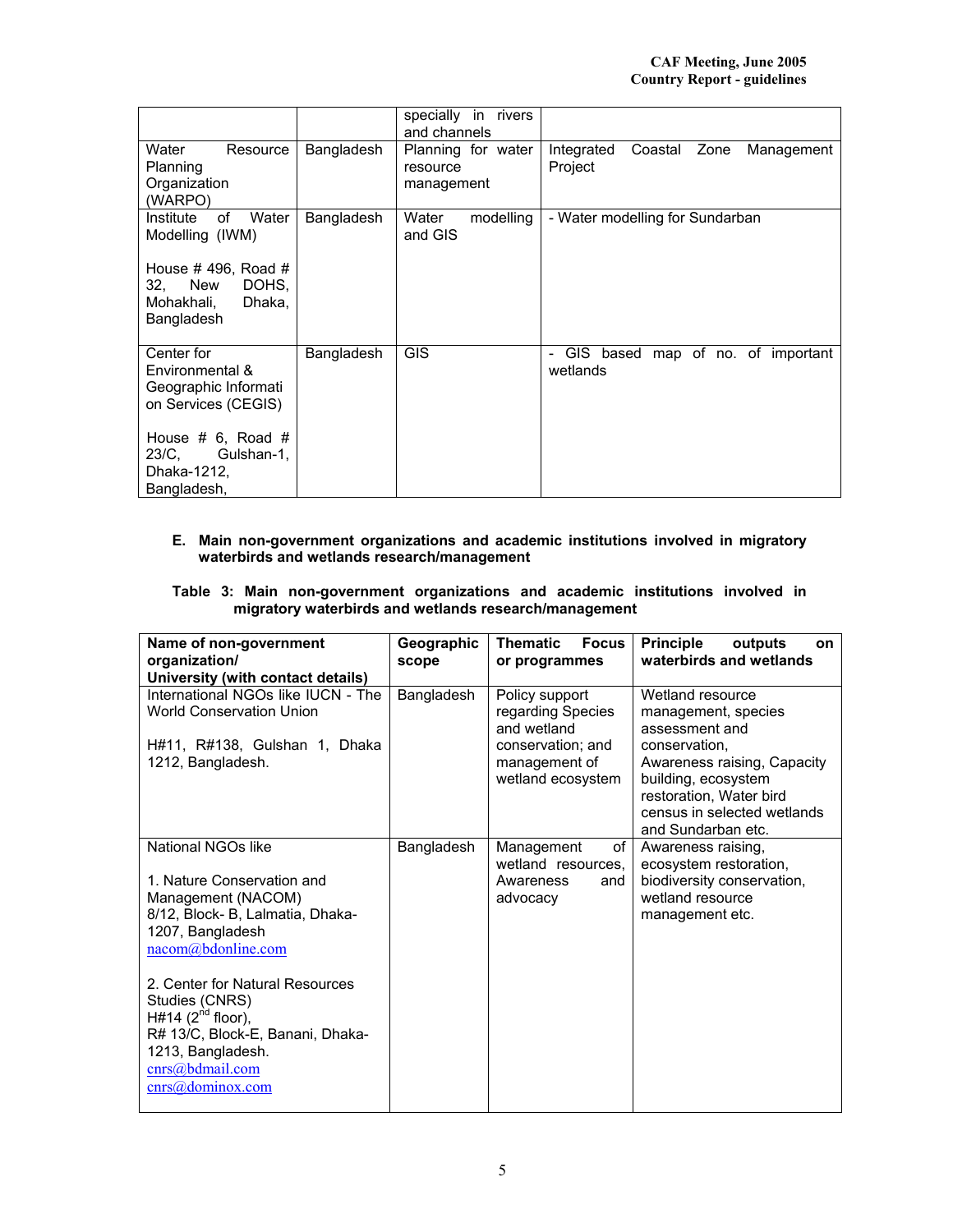| | | specially in rivers and channels | |
|---|---|---|---|
| Water Resource Planning Organization (WARPO) | Bangladesh | Planning for water resource management | Integrated Coastal Zone Management Project |
| Institute of Water Modelling (IWM)<br><br>House # 496, Road # 32, New DOHS, Mohakhali, Dhaka, Bangladesh | Bangladesh | Water modelling and GIS | - Water modelling for Sundarban |
| Center for Environmental & Geographic Informati on Services (CEGIS)<br><br>House # 6, Road # 23/C, Gulshan-1, Dhaka-1212, Bangladesh, | Bangladesh | GIS | - GIS based map of no. of important wetlands |

**E. Main non-government organizations and academic institutions involved in migratory waterbirds and wetlands research/management**

**Table 3: Main non-government organizations and academic institutions involved in migratory waterbirds and wetlands research/management**

| Name of non-government organization/ University (with contact details) | Geographic scope | Thematic Focus or programmes | Principle outputs on waterbirds and wetlands |
|---|---|---|---|
| International NGOs like IUCN - The World Conservation Union<br><br>H#11, R#138, Gulshan 1, Dhaka 1212, Bangladesh. | Bangladesh | Policy support regarding Species and wetland conservation; and management of wetland ecosystem | Wetland resource management, species assessment and conservation, Awareness raising, Capacity building, ecosystem restoration, Water bird census in selected wetlands and Sundarban etc. |
| National NGOs like<br><br>1. Nature Conservation and Management (NACOM)<br>8/12, Block- B, Lalmatia, Dhaka-1207, Bangladesh<br>nacom@bdonline.com<br><br>2. Center for Natural Resources Studies (CNRS)<br>H#14 (2nd floor),<br>R# 13/C, Block-E, Banani, Dhaka-1213, Bangladesh.<br>cnrs@bdmail.com<br>cnrs@dominox.com | Bangladesh | Management of wetland resources, Awareness and advocacy | Awareness raising, ecosystem restoration, biodiversity conservation, wetland resource management etc. |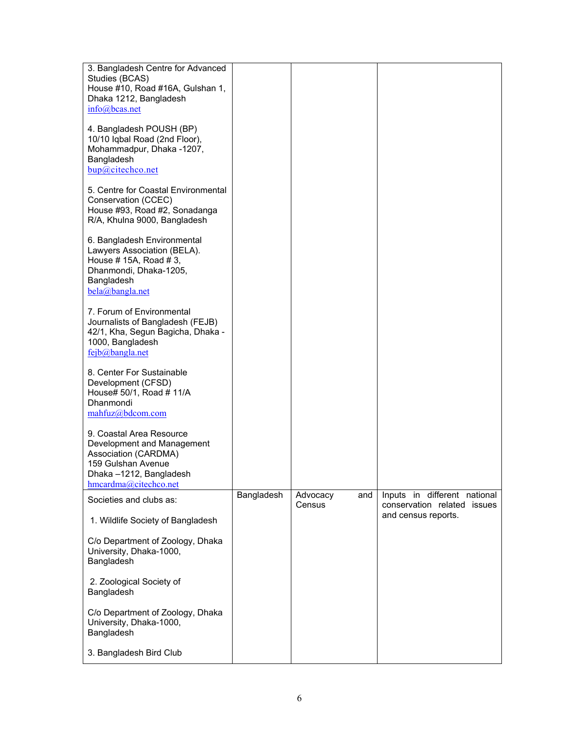| | | | |
|---|---|---|---|
| 3. Bangladesh Centre for Advanced Studies (BCAS)<br>House #10, Road #16A, Gulshan 1, Dhaka 1212, Bangladesh<br>info@bcas.net<br><br>4. Bangladesh POUSH (BP)<br>10/10 Iqbal Road (2nd Floor), Mohammadpur, Dhaka -1207, Bangladesh<br>bup@citechco.net<br><br>5. Centre for Coastal Environmental Conservation (CCEC)<br>House #93, Road #2, Sonadanga R/A, Khulna 9000, Bangladesh<br><br>6. Bangladesh Environmental Lawyers Association (BELA).<br>House # 15A, Road # 3, Dhanmondi, Dhaka-1205, Bangladesh<br>bela@bangla.net<br><br>7. Forum of Environmental Journalists of Bangladesh (FEJB)<br>42/1, Kha, Segun Bagicha, Dhaka -1000, Bangladesh<br>fejb@bangla.net<br><br>8. Center For Sustainable Development (CFSD)<br>House# 50/1, Road # 11/A Dhanmondi<br>mahfuz@bdcom.com<br><br>9. Coastal Area Resource Development and Management Association (CARDMA)<br>159 Gulshan Avenue<br>Dhaka –1212, Bangladesh<br>hmcardma@citechco.net | | | |
| Societies and clubs as:<br><br>1. Wildlife Society of Bangladesh<br><br>C/o Department of Zoology, Dhaka University, Dhaka-1000, Bangladesh<br><br>2. Zoological Society of Bangladesh<br><br>C/o Department of Zoology, Dhaka University, Dhaka-1000, Bangladesh<br><br>3. Bangladesh Bird Club | Bangladesh | Advocacy and Census | Inputs in different national conservation related issues and census reports. |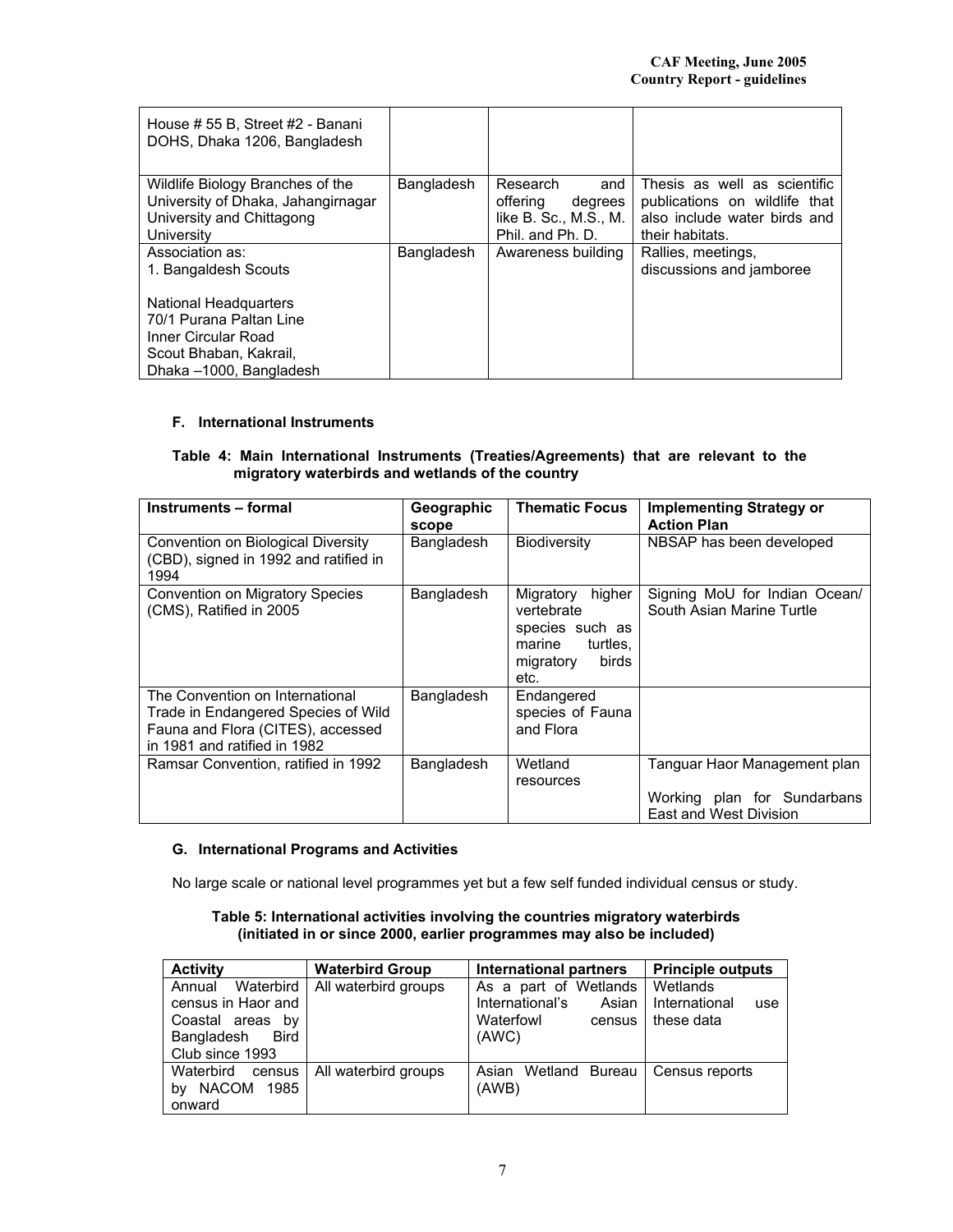| | | | |
|---|---|---|---|
| House # 55 B, Street #2 - Banani DOHS, Dhaka 1206, Bangladesh | | | |
| Wildlife Biology Branches of the University of Dhaka, Jahangirnagar University and Chittagong University | Bangladesh | Research and offering degrees like B. Sc., M.S., M. Phil. and Ph. D. | Thesis as well as scientific publications on wildlife that also include water birds and their habitats. |
| Association as: 1. Bangaldesh Scouts<br><br>National Headquarters 70/1 Purana Paltan Line Inner Circular Road Scout Bhaban, Kakrail, Dhaka –1000, Bangladesh | Bangladesh | Awareness building | Rallies, meetings, discussions and jamboree |

### F. International Instruments

**Table 4: Main International Instruments (Treaties/Agreements) that are relevant to the migratory waterbirds and wetlands of the country**

| Instruments – formal | Geographic scope | Thematic Focus | Implementing Strategy or Action Plan |
|---|---|---|---|
| Convention on Biological Diversity (CBD), signed in 1992 and ratified in 1994 | Bangladesh | Biodiversity | NBSAP has been developed |
| Convention on Migratory Species (CMS), Ratified in 2005 | Bangladesh | Migratory higher vertebrate species such as marine turtles, migratory birds etc. | Signing MoU for Indian Ocean/ South Asian Marine Turtle |
| The Convention on International Trade in Endangered Species of Wild Fauna and Flora (CITES), accessed in 1981 and ratified in 1982 | Bangladesh | Endangered species of Fauna and Flora | |
| Ramsar Convention, ratified in 1992 | Bangladesh | Wetland resources | Tanguar Haor Management plan<br><br>Working plan for Sundarbans East and West Division |

### G. International Programs and Activities

No large scale or national level programmes yet but a few self funded individual census or study.

**Table 5: International activities involving the countries migratory waterbirds (initiated in or since 2000, earlier programmes may also be included)**

| Activity | Waterbird Group | International partners | Principle outputs |
|---|---|---|---|
| Annual Waterbird census in Haor and Coastal areas by Bangladesh Bird Club since 1993 | All waterbird groups | As a part of Wetlands International's Asian Waterfowl census (AWC) | Wetlands International use these data |
| Waterbird census by NACOM 1985 onward | All waterbird groups | Asian Wetland Bureau (AWB) | Census reports |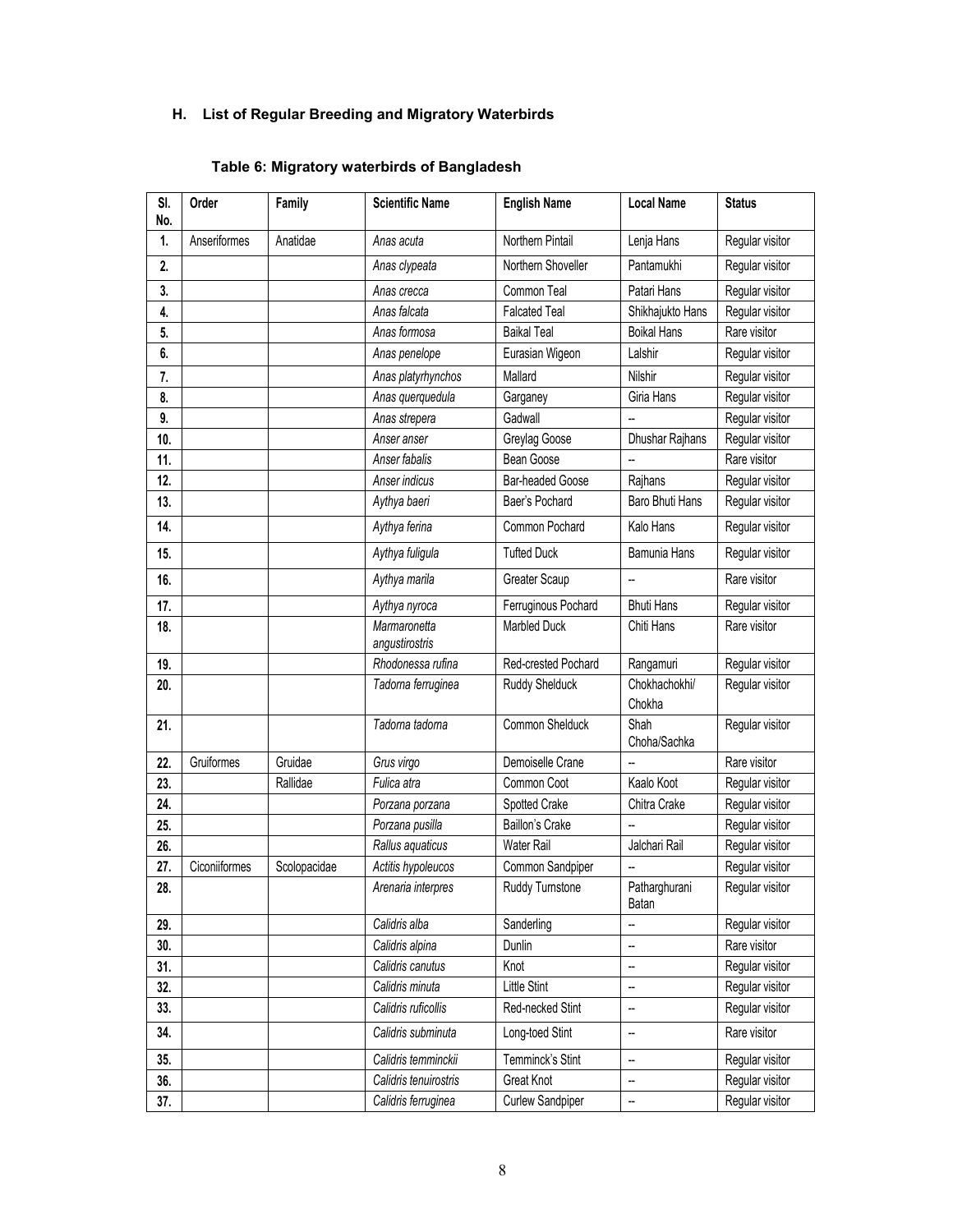## H. List of Regular Breeding and Migratory Waterbirds

**Table 6: Migratory waterbirds of Bangladesh**

| Sl. No. | Order | Family | Scientific Name | English Name | Local Name | Status |
|---|---|---|---|---|---|---|
| 1. | Anseriformes | Anatidae | *Anas acuta* | Northern Pintail | Lenja Hans | Regular visitor |
| 2. | | | *Anas clypeata* | Northern Shoveller | Pantamukhi | Regular visitor |
| 3. | | | *Anas crecca* | Common Teal | Patari Hans | Regular visitor |
| 4. | | | *Anas falcata* | Falcated Teal | Shikhajukto Hans | Regular visitor |
| 5. | | | *Anas formosa* | Baikal Teal | Boikal Hans | Rare visitor |
| 6. | | | *Anas penelope* | Eurasian Wigeon | Lalshir | Regular visitor |
| 7. | | | *Anas platyrhynchos* | Mallard | Nilshir | Regular visitor |
| 8. | | | *Anas querquedula* | Garganey | Giria Hans | Regular visitor |
| 9. | | | *Anas strepera* | Gadwall | -- | Regular visitor |
| 10. | | | *Anser anser* | Greylag Goose | Dhushar Rajhans | Regular visitor |
| 11. | | | *Anser fabalis* | Bean Goose | -- | Rare visitor |
| 12. | | | *Anser indicus* | Bar-headed Goose | Rajhans | Regular visitor |
| 13. | | | *Aythya baeri* | Baer's Pochard | Baro Bhuti Hans | Regular visitor |
| 14. | | | *Aythya ferina* | Common Pochard | Kalo Hans | Regular visitor |
| 15. | | | *Aythya fuligula* | Tufted Duck | Bamunia Hans | Regular visitor |
| 16. | | | *Aythya marila* | Greater Scaup | -- | Rare visitor |
| 17. | | | *Aythya nyroca* | Ferruginous Pochard | Bhuti Hans | Regular visitor |
| 18. | | | *Marmaronetta angustirostris* | Marbled Duck | Chiti Hans | Rare visitor |
| 19. | | | *Rhodonessa rufina* | Red-crested Pochard | Rangamuri | Regular visitor |
| 20. | | | *Tadorna ferruginea* | Ruddy Shelduck | Chokhachokhi/ Chokha | Regular visitor |
| 21. | | | *Tadorna tadorna* | Common Shelduck | Shah Choha/Sachka | Regular visitor |
| 22. | Gruiformes | Gruidae | *Grus virgo* | Demoiselle Crane | -- | Rare visitor |
| 23. | | Rallidae | *Fulica atra* | Common Coot | Kaalo Koot | Regular visitor |
| 24. | | | *Porzana porzana* | Spotted Crake | Chitra Crake | Regular visitor |
| 25. | | | *Porzana pusilla* | Baillon's Crake | -- | Regular visitor |
| 26. | | | *Rallus aquaticus* | Water Rail | Jalchari Rail | Regular visitor |
| 27. | Ciconiiformes | Scolopacidae | *Actitis hypoleucos* | Common Sandpiper | -- | Regular visitor |
| 28. | | | *Arenaria interpres* | Ruddy Turnstone | Patharghurani Batan | Regular visitor |
| 29. | | | *Calidris alba* | Sanderling | -- | Regular visitor |
| 30. | | | *Calidris alpina* | Dunlin | -- | Rare visitor |
| 31. | | | *Calidris canutus* | Knot | -- | Regular visitor |
| 32. | | | *Calidris minuta* | Little Stint | -- | Regular visitor |
| 33. | | | *Calidris ruficollis* | Red-necked Stint | -- | Regular visitor |
| 34. | | | *Calidris subminuta* | Long-toed Stint | -- | Rare visitor |
| 35. | | | *Calidris temminckii* | Temminck's Stint | -- | Regular visitor |
| 36. | | | *Calidris tenuirostris* | Great Knot | -- | Regular visitor |
| 37. | | | *Calidris ferruginea* | Curlew Sandpiper | -- | Regular visitor |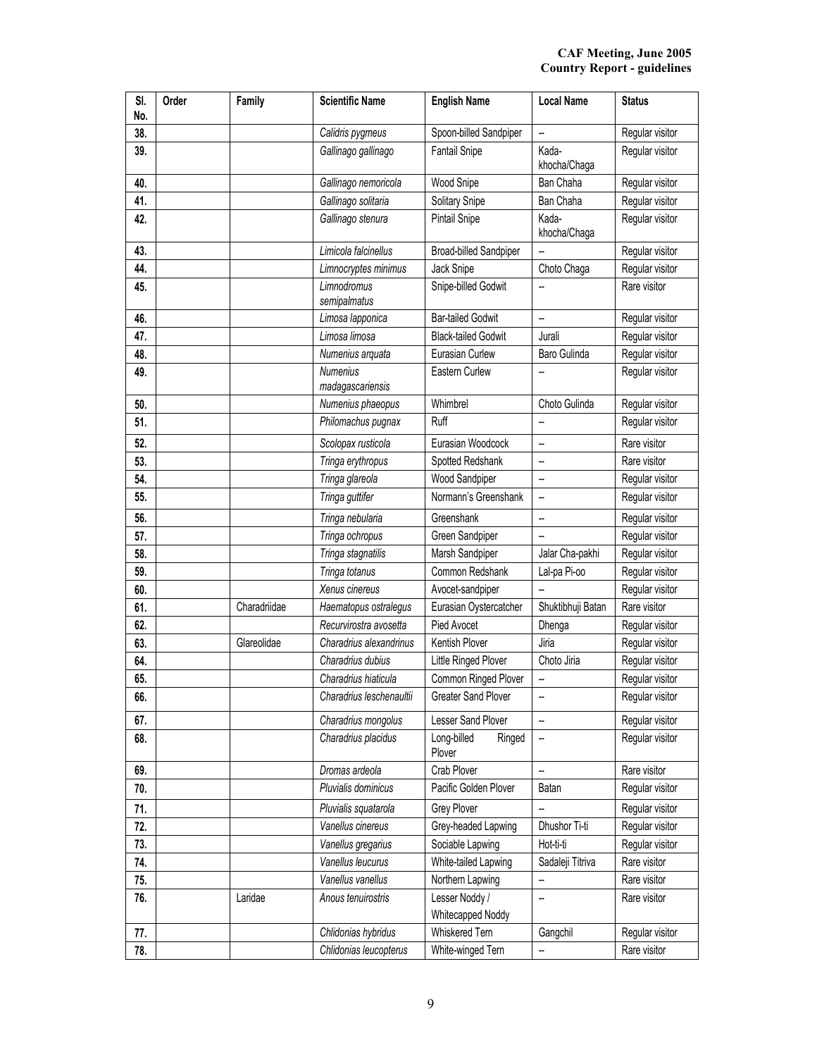| Sl. No. | Order | Family | Scientific Name | English Name | Local Name | Status |
|---|---|---|---|---|---|---|
| 38. | | | *Calidris pygmeus* | Spoon-billed Sandpiper | -- | Regular visitor |
| 39. | | | *Gallinago gallinago* | Fantail Snipe | Kada-khocha/Chaga | Regular visitor |
| 40. | | | *Gallinago nemoricola* | Wood Snipe | Ban Chaha | Regular visitor |
| 41. | | | *Gallinago solitaria* | Solitary Snipe | Ban Chaha | Regular visitor |
| 42. | | | *Gallinago stenura* | Pintail Snipe | Kada-khocha/Chaga | Regular visitor |
| 43. | | | *Limicola falcinellus* | Broad-billed Sandpiper | -- | Regular visitor |
| 44. | | | *Limnocryptes minimus* | Jack Snipe | Choto Chaga | Regular visitor |
| 45. | | | *Limnodromus semipalmatus* | Snipe-billed Godwit | -- | Rare visitor |
| 46. | | | *Limosa lapponica* | Bar-tailed Godwit | -- | Regular visitor |
| 47. | | | *Limosa limosa* | Black-tailed Godwit | Jurali | Regular visitor |
| 48. | | | *Numenius arquata* | Eurasian Curlew | Baro Gulinda | Regular visitor |
| 49. | | | *Numenius madagascariensis* | Eastern Curlew | -- | Regular visitor |
| 50. | | | *Numenius phaeopus* | Whimbrel | Choto Gulinda | Regular visitor |
| 51. | | | *Philomachus pugnax* | Ruff | -- | Regular visitor |
| 52. | | | *Scolopax rusticola* | Eurasian Woodcock | -- | Rare visitor |
| 53. | | | *Tringa erythropus* | Spotted Redshank | -- | Rare visitor |
| 54. | | | *Tringa glareola* | Wood Sandpiper | -- | Regular visitor |
| 55. | | | *Tringa guttifer* | Normann's Greenshank | -- | Regular visitor |
| 56. | | | *Tringa nebularia* | Greenshank | -- | Regular visitor |
| 57. | | | *Tringa ochropus* | Green Sandpiper | -- | Regular visitor |
| 58. | | | *Tringa stagnatilis* | Marsh Sandpiper | Jalar Cha-pakhi | Regular visitor |
| 59. | | | *Tringa totanus* | Common Redshank | Lal-pa Pi-oo | Regular visitor |
| 60. | | | *Xenus cinereus* | Avocet-sandpiper | -- | Regular visitor |
| 61. | | Charadriidae | *Haematopus ostralegus* | Eurasian Oystercatcher | Shuktibhuji Batan | Rare visitor |
| 62. | | | *Recurvirostra avosetta* | Pied Avocet | Dhenga | Regular visitor |
| 63. | | Glareolidae | *Charadrius alexandrinus* | Kentish Plover | Jiria | Regular visitor |
| 64. | | | *Charadrius dubius* | Little Ringed Plover | Choto Jiria | Regular visitor |
| 65. | | | *Charadrius hiaticula* | Common Ringed Plover | -- | Regular visitor |
| 66. | | | *Charadrius leschenaultii* | Greater Sand Plover | -- | Regular visitor |
| 67. | | | *Charadrius mongolus* | Lesser Sand Plover | -- | Regular visitor |
| 68. | | | *Charadrius placidus* | Long-billed Ringed Plover | -- | Regular visitor |
| 69. | | | *Dromas ardeola* | Crab Plover | -- | Rare visitor |
| 70. | | | *Pluvialis dominicus* | Pacific Golden Plover | Batan | Regular visitor |
| 71. | | | *Pluvialis squatarola* | Grey Plover | -- | Regular visitor |
| 72. | | | *Vanellus cinereus* | Grey-headed Lapwing | Dhushor Ti-ti | Regular visitor |
| 73. | | | *Vanellus gregarius* | Sociable Lapwing | Hot-ti-ti | Regular visitor |
| 74. | | | *Vanellus leucurus* | White-tailed Lapwing | Sadaleji Titriva | Rare visitor |
| 75. | | | *Vanellus vanellus* | Northern Lapwing | -- | Rare visitor |
| 76. | | Laridae | *Anous tenuirostris* | Lesser Noddy / Whitecapped Noddy | -- | Rare visitor |
| 77. | | | *Chlidonias hybridus* | Whiskered Tern | Gangchil | Regular visitor |
| 78. | | | *Chlidonias leucopterus* | White-winged Tern | -- | Rare visitor |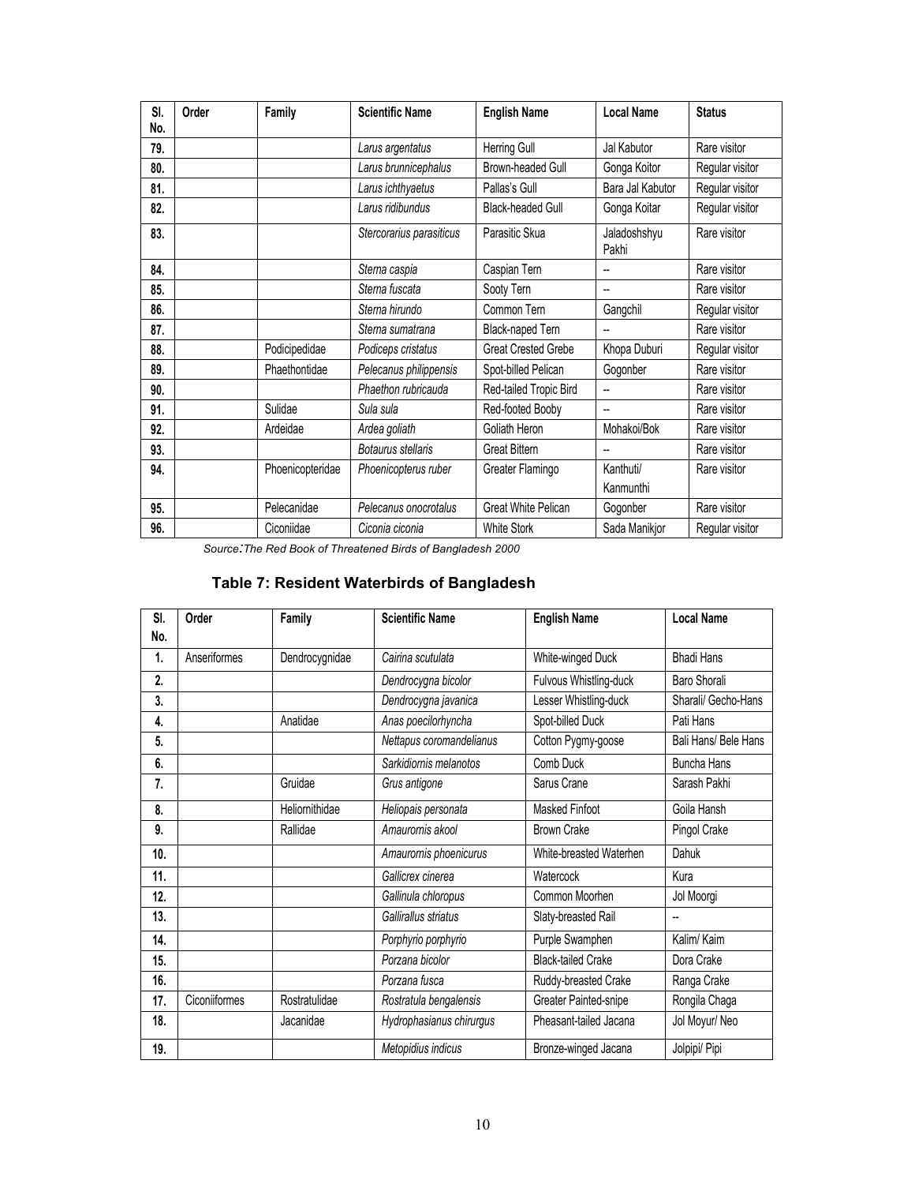| Sl. No. | Order | Family | Scientific Name | English Name | Local Name | Status |
|---|---|---|---|---|---|---|
| 79. | | | *Larus argentatus* | Herring Gull | Jal Kabutor | Rare visitor |
| 80. | | | *Larus brunnicephalus* | Brown-headed Gull | Gonga Koitor | Regular visitor |
| 81. | | | *Larus ichthyaetus* | Pallas's Gull | Bara Jal Kabutor | Regular visitor |
| 82. | | | *Larus ridibundus* | Black-headed Gull | Gonga Koitar | Regular visitor |
| 83. | | | *Stercorarius parasiticus* | Parasitic Skua | Jaladoshshyu Pakhi | Rare visitor |
| 84. | | | *Sterna caspia* | Caspian Tern | -- | Rare visitor |
| 85. | | | *Sterna fuscata* | Sooty Tern | -- | Rare visitor |
| 86. | | | *Sterna hirundo* | Common Tern | Gangchil | Regular visitor |
| 87. | | | *Sterna sumatrana* | Black-naped Tern | -- | Rare visitor |
| 88. | | Podicipedidae | *Podiceps cristatus* | Great Crested Grebe | Khopa Duburi | Regular visitor |
| 89. | | Phaethontidae | *Pelecanus philippensis* | Spot-billed Pelican | Gogonber | Rare visitor |
| 90. | | | *Phaethon rubricauda* | Red-tailed Tropic Bird | -- | Rare visitor |
| 91. | | Sulidae | *Sula sula* | Red-footed Booby | -- | Rare visitor |
| 92. | | Ardeidae | *Ardea goliath* | Goliath Heron | Mohakoi/Bok | Rare visitor |
| 93. | | | *Botaurus stellaris* | Great Bittern | -- | Rare visitor |
| 94. | | Phoenicopteridae | *Phoenicopterus ruber* | Greater Flamingo | Kanthuti/ Kanmunthi | Rare visitor |
| 95. | | Pelecanidae | *Pelecanus onocrotalus* | Great White Pelican | Gogonber | Rare visitor |
| 96. | | Ciconiidae | *Ciconia ciconia* | White Stork | Sada Manikjor | Regular visitor |

*Source:The Red Book of Threatened Birds of Bangladesh 2000*

## Table 7: Resident Waterbirds of Bangladesh

| Sl. No. | Order | Family | Scientific Name | English Name | Local Name |
|---|---|---|---|---|---|
| 1. | Anseriformes | Dendrocygnidae | *Cairina scutulata* | White-winged Duck | Bhadi Hans |
| 2. | | | *Dendrocygna bicolor* | Fulvous Whistling-duck | Baro Shorali |
| 3. | | | *Dendrocygna javanica* | Lesser Whistling-duck | Sharali/ Gecho-Hans |
| 4. | | Anatidae | *Anas poecilorhyncha* | Spot-billed Duck | Pati Hans |
| 5. | | | *Nettapus coromandelianus* | Cotton Pygmy-goose | Bali Hans/ Bele Hans |
| 6. | | | *Sarkidiornis melanotos* | Comb Duck | Buncha Hans |
| 7. | | Gruidae | *Grus antigone* | Sarus Crane | Sarash Pakhi |
| 8. | | Heliornithidae | *Heliopais personata* | Masked Finfoot | Goila Hansh |
| 9. | | Rallidae | *Amaurornis akool* | Brown Crake | Pingol Crake |
| 10. | | | *Amaurornis phoenicurus* | White-breasted Waterhen | Dahuk |
| 11. | | | *Gallicrex cinerea* | Watercock | Kura |
| 12. | | | *Gallinula chloropus* | Common Moorhen | Jol Moorgi |
| 13. | | | *Gallirallus striatus* | Slaty-breasted Rail | -- |
| 14. | | | *Porphyrio porphyrio* | Purple Swamphen | Kalim/ Kaim |
| 15. | | | *Porzana bicolor* | Black-tailed Crake | Dora Crake |
| 16. | | | *Porzana fusca* | Ruddy-breasted Crake | Ranga Crake |
| 17. | Ciconiiformes | Rostratulidae | *Rostratula bengalensis* | Greater Painted-snipe | Rongila Chaga |
| 18. | | Jacanidae | *Hydrophasianus chirurgus* | Pheasant-tailed Jacana | Jol Moyur/ Neo |
| 19. | | | *Metopidius indicus* | Bronze-winged Jacana | Jolpipi/ Pipi |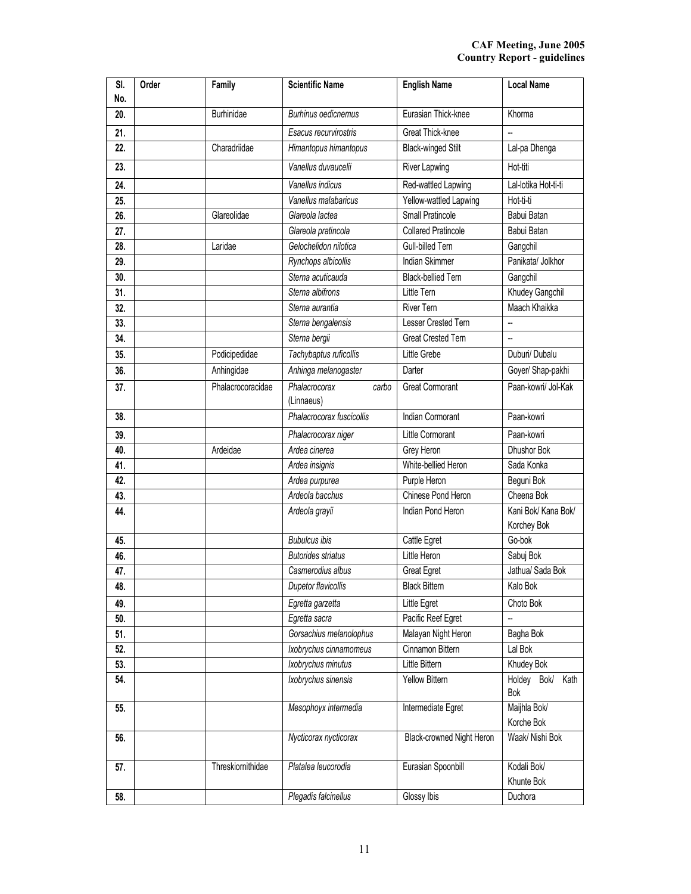| Sl. No. | Order | Family | Scientific Name | English Name | Local Name |
|---|---|---|---|---|---|
| 20. | | Burhinidae | *Burhinus oedicnemus* | Eurasian Thick-knee | Khorma |
| 21. | | | *Esacus recurvirostris* | Great Thick-knee | -- |
| 22. | | Charadriidae | *Himantopus himantopus* | Black-winged Stilt | Lal-pa Dhenga |
| 23. | | | *Vanellus duvaucelii* | River Lapwing | Hot-titi |
| 24. | | | *Vanellus indicus* | Red-wattled Lapwing | Lal-lotika Hot-ti-ti |
| 25. | | | *Vanellus malabaricus* | Yellow-wattled Lapwing | Hot-ti-ti |
| 26. | | Glareolidae | *Glareola lactea* | Small Pratincole | Babui Batan |
| 27. | | | *Glareola pratincola* | Collared Pratincole | Babui Batan |
| 28. | | Laridae | *Gelochelidon nilotica* | Gull-billed Tern | Gangchil |
| 29. | | | *Rynchops albicollis* | Indian Skimmer | Panikata/ Jolkhor |
| 30. | | | *Sterna acuticauda* | Black-bellied Tern | Gangchil |
| 31. | | | *Sterna albifrons* | Little Tern | Khudey Gangchil |
| 32. | | | *Sterna aurantia* | River Tern | Maach Khaikka |
| 33. | | | *Sterna bengalensis* | Lesser Crested Tern | -- |
| 34. | | | *Sterna bergii* | Great Crested Tern | -- |
| 35. | | Podicipedidae | *Tachybaptus ruficollis* | Little Grebe | Duburi/ Dubalu |
| 36. | | Anhingidae | *Anhinga melanogaster* | Darter | Goyer/ Shap-pakhi |
| 37. | | Phalacrocoracidae | *Phalacrocorax carbo* (Linnaeus) | Great Cormorant | Paan-kowri/ Jol-Kak |
| 38. | | | *Phalacrocorax fuscicollis* | Indian Cormorant | Paan-kowri |
| 39. | | | *Phalacrocorax niger* | Little Cormorant | Paan-kowri |
| 40. | | Ardeidae | *Ardea cinerea* | Grey Heron | Dhushor Bok |
| 41. | | | *Ardea insignis* | White-bellied Heron | Sada Konka |
| 42. | | | *Ardea purpurea* | Purple Heron | Beguni Bok |
| 43. | | | *Ardeola bacchus* | Chinese Pond Heron | Cheena Bok |
| 44. | | | *Ardeola grayii* | Indian Pond Heron | Kani Bok/ Kana Bok/ Korchey Bok |
| 45. | | | *Bubulcus ibis* | Cattle Egret | Go-bok |
| 46. | | | *Butorides striatus* | Little Heron | Sabuj Bok |
| 47. | | | *Casmerodius albus* | Great Egret | Jathua/ Sada Bok |
| 48. | | | *Dupetor flavicollis* | Black Bittern | Kalo Bok |
| 49. | | | *Egretta garzetta* | Little Egret | Choto Bok |
| 50. | | | *Egretta sacra* | Pacific Reef Egret | -- |
| 51. | | | *Gorsachius melanolophus* | Malayan Night Heron | Bagha Bok |
| 52. | | | *Ixobrychus cinnamomeus* | Cinnamon Bittern | Lal Bok |
| 53. | | | *Ixobrychus minutus* | Little Bittern | Khudey Bok |
| 54. | | | *Ixobrychus sinensis* | Yellow Bittern | Holdey Bok/ Kath Bok |
| 55. | | | *Mesophoyx intermedia* | Intermediate Egret | Maijhla Bok/ Korche Bok |
| 56. | | | *Nycticorax nycticorax* | Black-crowned Night Heron | Waak/ Nishi Bok |
| 57. | | Threskiornithidae | *Platalea leucorodia* | Eurasian Spoonbill | Kodali Bok/ Khunte Bok |
| 58. | | | *Plegadis falcinellus* | Glossy Ibis | Duchora |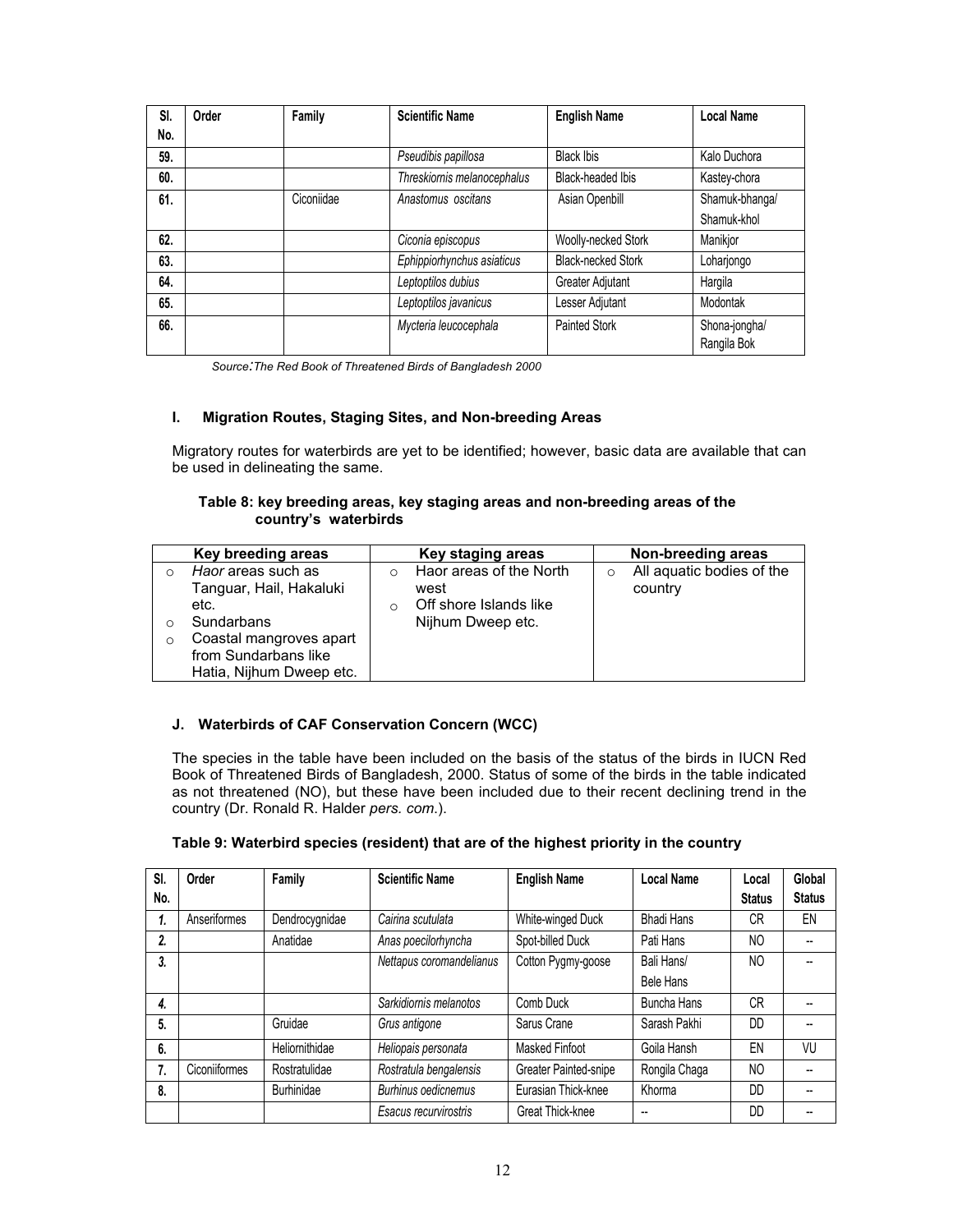| Sl. No. | Order | Family | Scientific Name | English Name | Local Name |
|---|---|---|---|---|---|
| 59. | | | *Pseudibis papillosa* | Black Ibis | Kalo Duchora |
| 60. | | | *Threskiornis melanocephalus* | Black-headed Ibis | Kastey-chora |
| 61. | | Ciconiidae | *Anastomus oscitans* | Asian Openbill | Shamuk-bhanga/ Shamuk-khol |
| 62. | | | *Ciconia episcopus* | Woolly-necked Stork | Manikjor |
| 63. | | | *Ephippiorhynchus asiaticus* | Black-necked Stork | Loharjongo |
| 64. | | | *Leptoptilos dubius* | Greater Adjutant | Hargila |
| 65. | | | *Leptoptilos javanicus* | Lesser Adjutant | Modontak |
| 66. | | | *Mycteria leucocephala* | Painted Stork | Shona-jongha/ Rangila Bok |

*Source: The Red Book of Threatened Birds of Bangladesh 2000*

### I. Migration Routes, Staging Sites, and Non-breeding Areas

Migratory routes for waterbirds are yet to be identified; however, basic data are available that can be used in delineating the same.

**Table 8: key breeding areas, key staging areas and non-breeding areas of the country's waterbirds**

| Key breeding areas | Key staging areas | Non-breeding areas |
|---|---|---|
| ○ *Haor* areas such as Tanguar, Hail, Hakaluki etc.<br>○ Sundarbans<br>○ Coastal mangroves apart from Sundarbans like Hatia, Nijhum Dweep etc. | ○ Haor areas of the North west<br>○ Off shore Islands like Nijhum Dweep etc. | ○ All aquatic bodies of the country |

### J. Waterbirds of CAF Conservation Concern (WCC)

The species in the table have been included on the basis of the status of the birds in IUCN Red Book of Threatened Birds of Bangladesh, 2000. Status of some of the birds in the table indicated as not threatened (NO), but these have been included due to their recent declining trend in the country (Dr. Ronald R. Halder *pers. com.*).

**Table 9: Waterbird species (resident) that are of the highest priority in the country**

| Sl. No. | Order | Family | Scientific Name | English Name | Local Name | Local Status | Global Status |
|---|---|---|---|---|---|---|---|
| *1.* | Anseriformes | Dendrocygnidae | *Cairina scutulata* | White-winged Duck | Bhadi Hans | CR | EN |
| *2.* | | Anatidae | *Anas poecilorhyncha* | Spot-billed Duck | Pati Hans | NO | -- |
| *3.* | | | *Nettapus coromandelianus* | Cotton Pygmy-goose | Bali Hans/ Bele Hans | NO | -- |
| *4.* | | | *Sarkidiornis melanotos* | Comb Duck | Buncha Hans | CR | -- |
| 5. | | Gruidae | *Grus antigone* | Sarus Crane | Sarash Pakhi | DD | -- |
| 6. | | Heliornithidae | *Heliopais personata* | Masked Finfoot | Goila Hansh | EN | VU |
| 7. | Ciconiiformes | Rostratulidae | *Rostratula bengalensis* | Greater Painted-snipe | Rongila Chaga | NO | -- |
| 8. | | Burhinidae | *Burhinus oedicnemus* | Eurasian Thick-knee | Khorma | DD | -- |
| | | | *Esacus recurvirostris* | Great Thick-knee | -- | DD | -- |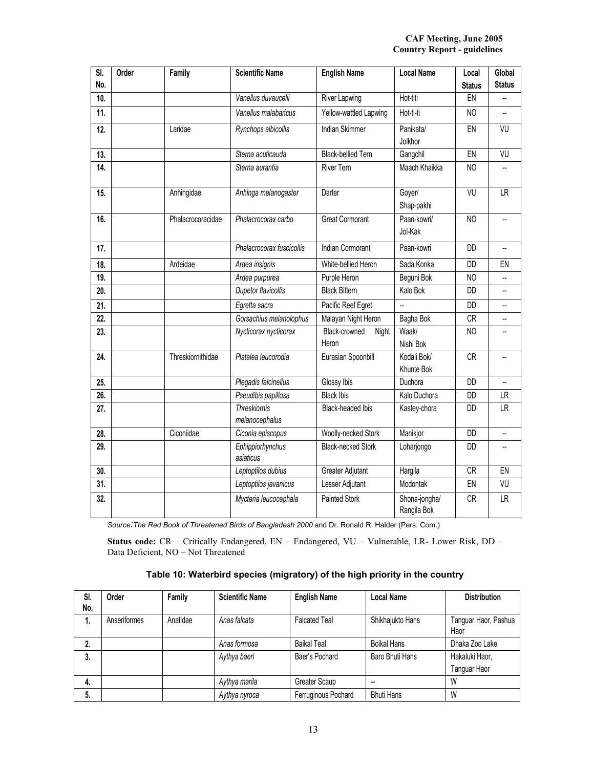| Sl. No. | Order | Family | Scientific Name | English Name | Local Name | Local Status | Global Status |
|---|---|---|---|---|---|---|---|
| 10. | | | *Vanellus duvaucelii* | River Lapwing | Hot-titi | EN | -- |
| 11. | | | *Vanellus malabaricus* | Yellow-wattled Lapwing | Hot-ti-ti | NO | -- |
| 12. | | Laridae | *Rynchops albicollis* | Indian Skimmer | Panikata/ Jolkhor | EN | VU |
| 13. | | | *Sterna acuticauda* | Black-bellied Tern | Gangchil | EN | VU |
| 14. | | | *Sterna aurantia* | River Tern | Maach Khaikka | NO | -- |
| 15. | | Anhingidae | *Anhinga melanogaster* | Darter | Goyer/ Shap-pakhi | VU | LR |
| 16. | | Phalacrocoracidae | *Phalacrocorax carbo* | Great Cormorant | Paan-kowri/ Jol-Kak | NO | -- |
| 17. | | | *Phalacrocorax fuscicollis* | Indian Cormorant | Paan-kowri | DD | -- |
| 18. | | Ardeidae | *Ardea insignis* | White-bellied Heron | Sada Konka | DD | EN |
| 19. | | | *Ardea purpurea* | Purple Heron | Beguni Bok | NO | -- |
| 20. | | | *Dupetor flavicollis* | Black Bittern | Kalo Bok | DD | -- |
| 21. | | | *Egretta sacra* | Pacific Reef Egret | -- | DD | -- |
| 22. | | | *Gorsachius melanolophus* | Malayan Night Heron | Bagha Bok | CR | -- |
| 23. | | | *Nycticorax nycticorax* | Black-crowned Night Heron | Waak/ Nishi Bok | NO | -- |
| 24. | | Threskiornithidae | *Platalea leucorodia* | Eurasian Spoonbill | Kodali Bok/ Khunte Bok | CR | -- |
| 25. | | | *Plegadis falcinellus* | Glossy Ibis | Duchora | DD | -- |
| 26. | | | *Pseudibis papillosa* | Black Ibis | Kalo Duchora | DD | LR |
| 27. | | | *Threskiornis melanocephalus* | Black-headed Ibis | Kastey-chora | DD | LR |
| 28. | | Ciconiidae | *Ciconia episcopus* | Woolly-necked Stork | Manikjor | DD | -- |
| 29. | | | *Ephippiorhynchus asiaticus* | Black-necked Stork | Loharjongo | DD | -- |
| 30. | | | *Leptoptilos dubius* | Greater Adjutant | Hargila | CR | EN |
| 31. | | | *Leptoptilos javanicus* | Lesser Adjutant | Modontak | EN | VU |
| 32. | | | *Mycteria leucocephala* | Painted Stork | Shona-jongha/ Rangila Bok | CR | LR |

*Source: The Red Book of Threatened Birds of Bangladesh 2000* and Dr. Ronald R. Halder (Pers. Com.)

**Status code:** CR – Critically Endangered, EN – Endangered, VU – Vulnerable, LR- Lower Risk, DD – Data Deficient, NO – Not Threatened

**Table 10: Waterbird species (migratory) of the high priority in the country**

| Sl. No. | Order | Family | Scientific Name | English Name | Local Name | Distribution |
|---|---|---|---|---|---|---|
| 1. | Anseriformes | Anatidae | *Anas falcata* | Falcated Teal | Shikhajukto Hans | Tanguar Haor, Pashua Haor |
| 2. | | | *Anas formosa* | Baikal Teal | Boikal Hans | Dhaka Zoo Lake |
| 3. | | | *Aythya baeri* | Baer's Pochard | Baro Bhuti Hans | Hakaluki Haor, Tanguar Haor |
| 4. | | | *Aythya marila* | Greater Scaup | -- | W |
| 5. | | | *Aythya nyroca* | Ferruginous Pochard | Bhuti Hans | W |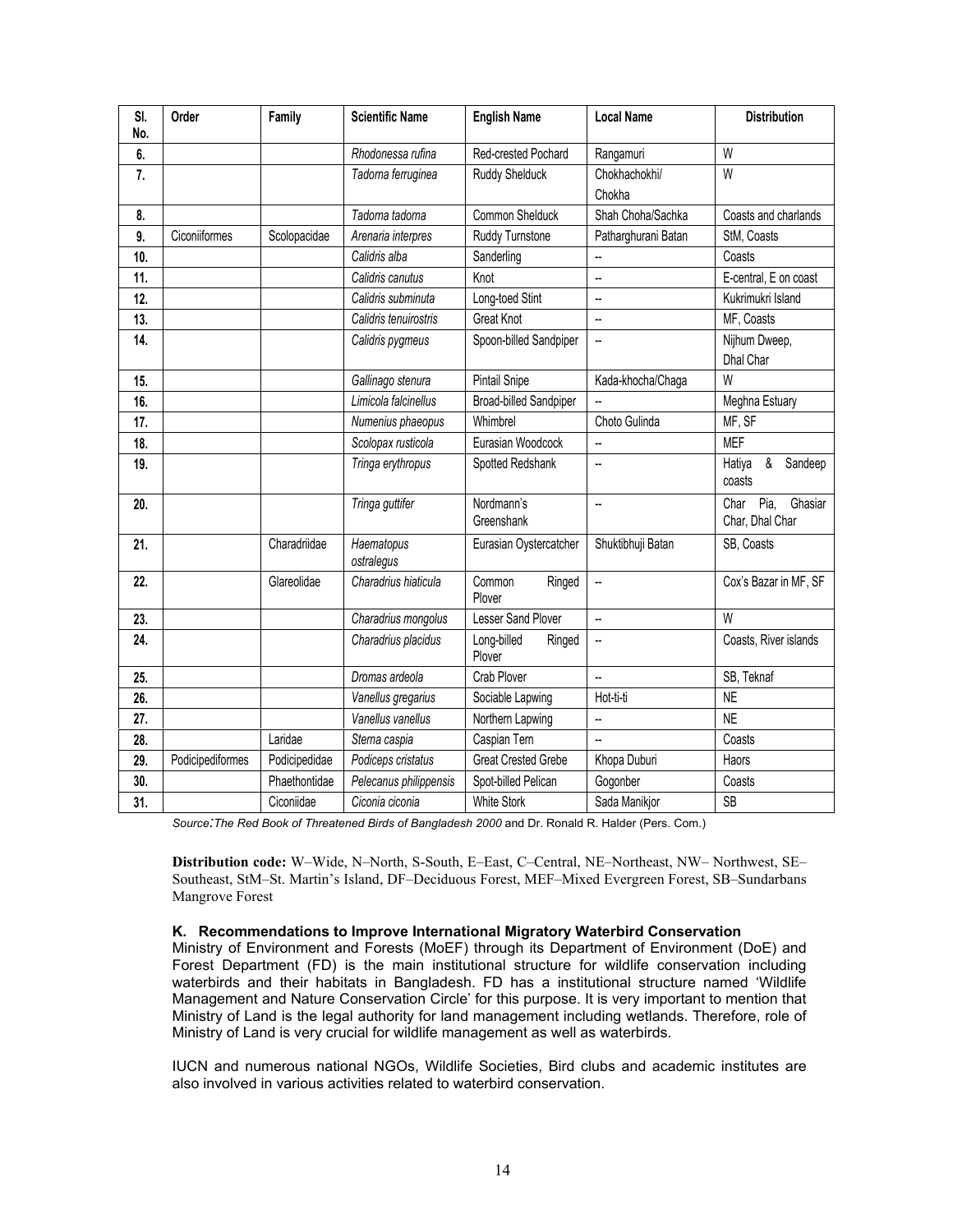| Sl. No. | Order | Family | Scientific Name | English Name | Local Name | Distribution |
|---|---|---|---|---|---|---|
| 6. | | | *Rhodonessa rufina* | Red-crested Pochard | Rangamuri | W |
| 7. | | | *Tadorna ferruginea* | Ruddy Shelduck | Chokhachokhi/ Chokha | W |
| 8. | | | *Tadorna tadorna* | Common Shelduck | Shah Choha/Sachka | Coasts and charlands |
| 9. | Ciconiiformes | Scolopacidae | *Arenaria interpres* | Ruddy Turnstone | Patharghurani Batan | StM, Coasts |
| 10. | | | *Calidris alba* | Sanderling | -- | Coasts |
| 11. | | | *Calidris canutus* | Knot | -- | E-central, E on coast |
| 12. | | | *Calidris subminuta* | Long-toed Stint | -- | Kukrimukri Island |
| 13. | | | *Calidris tenuirostris* | Great Knot | -- | MF, Coasts |
| 14. | | | *Calidris pygmeus* | Spoon-billed Sandpiper | -- | Nijhum Dweep, Dhal Char |
| 15. | | | *Gallinago stenura* | Pintail Snipe | Kada-khocha/Chaga | W |
| 16. | | | *Limicola falcinellus* | Broad-billed Sandpiper | -- | Meghna Estuary |
| 17. | | | *Numenius phaeopus* | Whimbrel | Choto Gulinda | MF, SF |
| 18. | | | *Scolopax rusticola* | Eurasian Woodcock | -- | MEF |
| 19. | | | *Tringa erythropus* | Spotted Redshank | -- | Hatiya & Sandeep coasts |
| 20. | | | *Tringa guttifer* | Nordmann's Greenshank | -- | Char Pia, Ghasiar Char, Dhal Char |
| 21. | | Charadriidae | *Haematopus ostralegus* | Eurasian Oystercatcher | Shuktibhuji Batan | SB, Coasts |
| 22. | | Glareolidae | *Charadrius hiaticula* | Common Ringed Plover | -- | Cox's Bazar in MF, SF |
| 23. | | | *Charadrius mongolus* | Lesser Sand Plover | -- | W |
| 24. | | | *Charadrius placidus* | Long-billed Ringed Plover | -- | Coasts, River islands |
| 25. | | | *Dromas ardeola* | Crab Plover | -- | SB, Teknaf |
| 26. | | | *Vanellus gregarius* | Sociable Lapwing | Hot-ti-ti | NE |
| 27. | | | *Vanellus vanellus* | Northern Lapwing | -- | NE |
| 28. | | Laridae | *Sterna caspia* | Caspian Tern | -- | Coasts |
| 29. | Podicipediformes | Podicipedidae | *Podiceps cristatus* | Great Crested Grebe | Khopa Duburi | Haors |
| 30. | | Phaethontidae | *Pelecanus philippensis* | Spot-billed Pelican | Gogonber | Coasts |
| 31. | | Ciconiidae | *Ciconia ciconia* | White Stork | Sada Manikjor | SB |

*Source: The Red Book of Threatened Birds of Bangladesh 2000* and Dr. Ronald R. Halder (Pers. Com.)

**Distribution code:** W–Wide, N–North, S-South, E–East, C–Central, NE–Northeast, NW– Northwest, SE–Southeast, StM–St. Martin's Island, DF–Deciduous Forest, MEF–Mixed Evergreen Forest, SB–Sundarbans Mangrove Forest

### K. Recommendations to Improve International Migratory Waterbird Conservation

Ministry of Environment and Forests (MoEF) through its Department of Environment (DoE) and Forest Department (FD) is the main institutional structure for wildlife conservation including waterbirds and their habitats in Bangladesh. FD has a institutional structure named 'Wildlife Management and Nature Conservation Circle' for this purpose. It is very important to mention that Ministry of Land is the legal authority for land management including wetlands. Therefore, role of Ministry of Land is very crucial for wildlife management as well as waterbirds.

IUCN and numerous national NGOs, Wildlife Societies, Bird clubs and academic institutes are also involved in various activities related to waterbird conservation.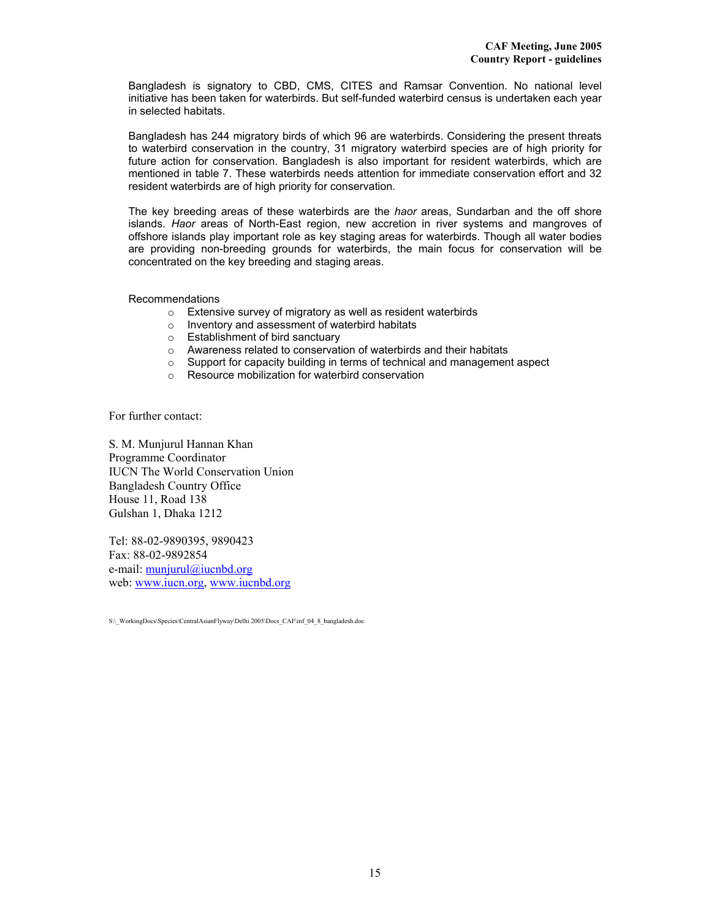Bangladesh is signatory to CBD, CMS, CITES and Ramsar Convention. No national level initiative has been taken for waterbirds. But self-funded waterbird census is undertaken each year in selected habitats.

Bangladesh has 244 migratory birds of which 96 are waterbirds. Considering the present threats to waterbird conservation in the country, 31 migratory waterbird species are of high priority for future action for conservation. Bangladesh is also important for resident waterbirds, which are mentioned in table 7. These waterbirds needs attention for immediate conservation effort and 32 resident waterbirds are of high priority for conservation.

The key breeding areas of these waterbirds are the *haor* areas, Sundarban and the off shore islands. *Haor* areas of North-East region, new accretion in river systems and mangroves of offshore islands play important role as key staging areas for waterbirds. Though all water bodies are providing non-breeding grounds for waterbirds, the main focus for conservation will be concentrated on the key breeding and staging areas.

Recommendations

- Extensive survey of migratory as well as resident waterbirds
- Inventory and assessment of waterbird habitats
- Establishment of bird sanctuary
- Awareness related to conservation of waterbirds and their habitats
- Support for capacity building in terms of technical and management aspect
- Resource mobilization for waterbird conservation

For further contact:

S. M. Munjurul Hannan Khan
Programme Coordinator
IUCN The World Conservation Union
Bangladesh Country Office
House 11, Road 138
Gulshan 1, Dhaka 1212

Tel: 88-02-9890395, 9890423
Fax: 88-02-9892854
e-mail: munjurul@iucnbd.org
web: www.iucn.org, www.iucnbd.org

S:\_WorkingDocs\Species\CentralAsianFlyway\Delhi 2005\Docs_CAF\inf_04_8_bangladesh.doc